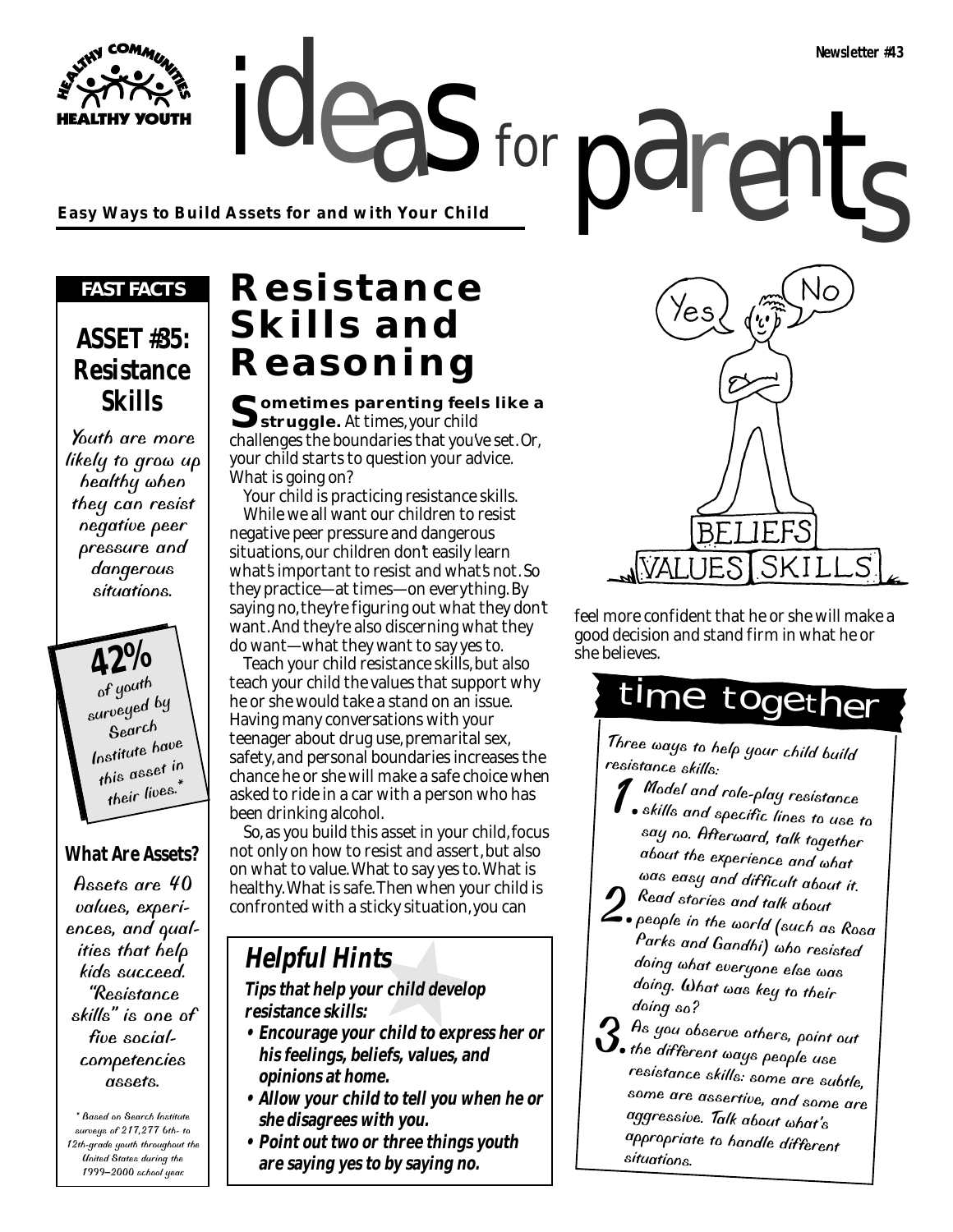Newsletter #43

# ideas for parents

**Easy Ways to Build Assets for and with Your Child**

## FAST FACTS

### ASSET #35: Resistance Skills

Youth are more likely to grow up healthy when they can resist negative peer pressure and dangerous situations.

**42%** of youth surveyed by Search Institute have this asset in their lives.*

### What Are Assets?

Assets are 40 values, experiences, and qualities that help kids succeed. "Resistance skills" is one of five social-competencies assets.

\* Based on Search Institute surveys of 217,277 6th- to 12th-grade youth throughout the United States during the 1999–2000 school year.

# Resistance Skills and Reasoning

**Sometimes parenting feels like a struggle.** At times, your child challenges the boundaries that you've set. Or, your child starts to question your advice. What is going on?

Your child is practicing resistance skills.

While we all want our children to resist negative peer pressure and dangerous situations, our children don't easily learn what's important to resist and what's not. So they practice—at times—on everything. By saying no, they're figuring out what they don't want. And they're also discerning what they do want—what they want to say yes to.

Teach your child resistance skills, but also teach your child the values that support why he or she would take a stand on an issue. Having many conversations with your teenager about drug use, premarital sex, safety, and personal boundaries increases the chance he or she will make a safe choice when asked to ride in a car with a person who has been drinking alcohol.

So, as you build this asset in your child, focus not only on how to resist and assert, but also on what to value. What to say yes to. What is healthy. What is safe. Then when your child is confronted with a sticky situation, you can feel more confident that he or she will make a good decision and stand firm in what he or she believes.

## Helpful Hints

**Tips that help your child develop resistance skills:**

- **Encourage your child to express her or his feelings, beliefs, values, and opinions at home.**
- **Allow your child to tell you when he or she disagrees with you.**
- **Point out two or three things youth are saying yes to by saying no.**

## time together

Three ways to help your child build resistance skills:

1. Model and role-play resistance skills and specific lines to use to say no. Afterward, talk together about the experience and what was easy and difficult about it.
2. Read stories and talk about people in the world (such as Rosa Parks and Gandhi) who resisted doing what everyone else was doing. What was key to their doing so?
3. As you observe others, point out the different ways people use resistance skills: some are subtle, some are assertive, and some are aggressive. Talk about what's appropriate to handle different situations.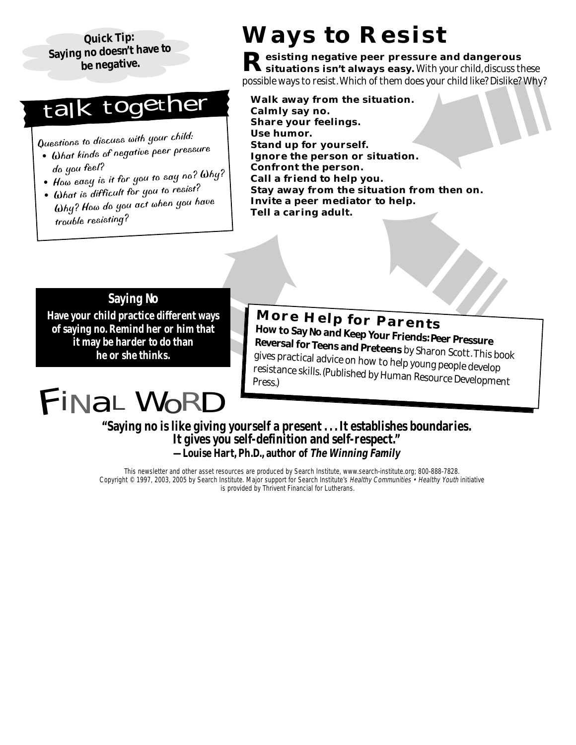**Quick Tip:**
**Saying no doesn't have to be negative.**

## talk together

Questions to discuss with your child:

- What kinds of negative peer pressure do you feel?
- How easy is it for you to say no? Why?
- What is difficult for you to resist? Why? How do you act when you have trouble resisting?

# Ways to Resist

**Resisting negative peer pressure and dangerous situations isn't always easy.** With your child, discuss these possible ways to resist. Which of them does your child like? Dislike? Why?

**Walk away from the situation.**
**Calmly say no.**
**Share your feelings.**
**Use humor.**
**Stand up for yourself.**
**Ignore the person or situation.**
**Confront the person.**
**Call a friend to help you.**
**Stay away from the situation from then on.**
**Invite a peer mediator to help.**
**Tell a caring adult.**

### Saying No

**Have your child practice different ways of saying no. Remind her or him that it may be harder to do than he or she thinks.**

### More Help for Parents

**How to Say No and Keep Your Friends: Peer Pressure Reversal for Teens and Preteens** by Sharon Scott. This book gives practical advice on how to help young people develop resistance skills. (Published by Human Resource Development Press.)

## Final Word

**"Saying no is like giving yourself a present . . . It establishes boundaries. It gives you self-definition and self-respect."**
**—Louise Hart, Ph.D., author of *The Winning Family***

This newsletter and other asset resources are produced by Search Institute, www.search-institute.org; 800-888-7828. Copyright © 1997, 2003, 2005 by Search Institute. Major support for Search Institute's *Healthy Communities • Healthy Youth* initiative is provided by Thrivent Financial for Lutherans.